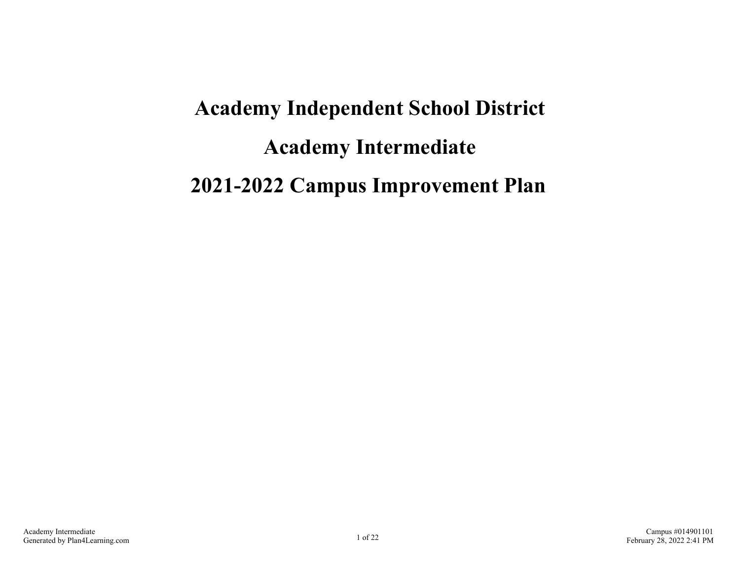# Academy Independent School District

# Academy Intermediate

# 2021-2022 Campus Improvement Plan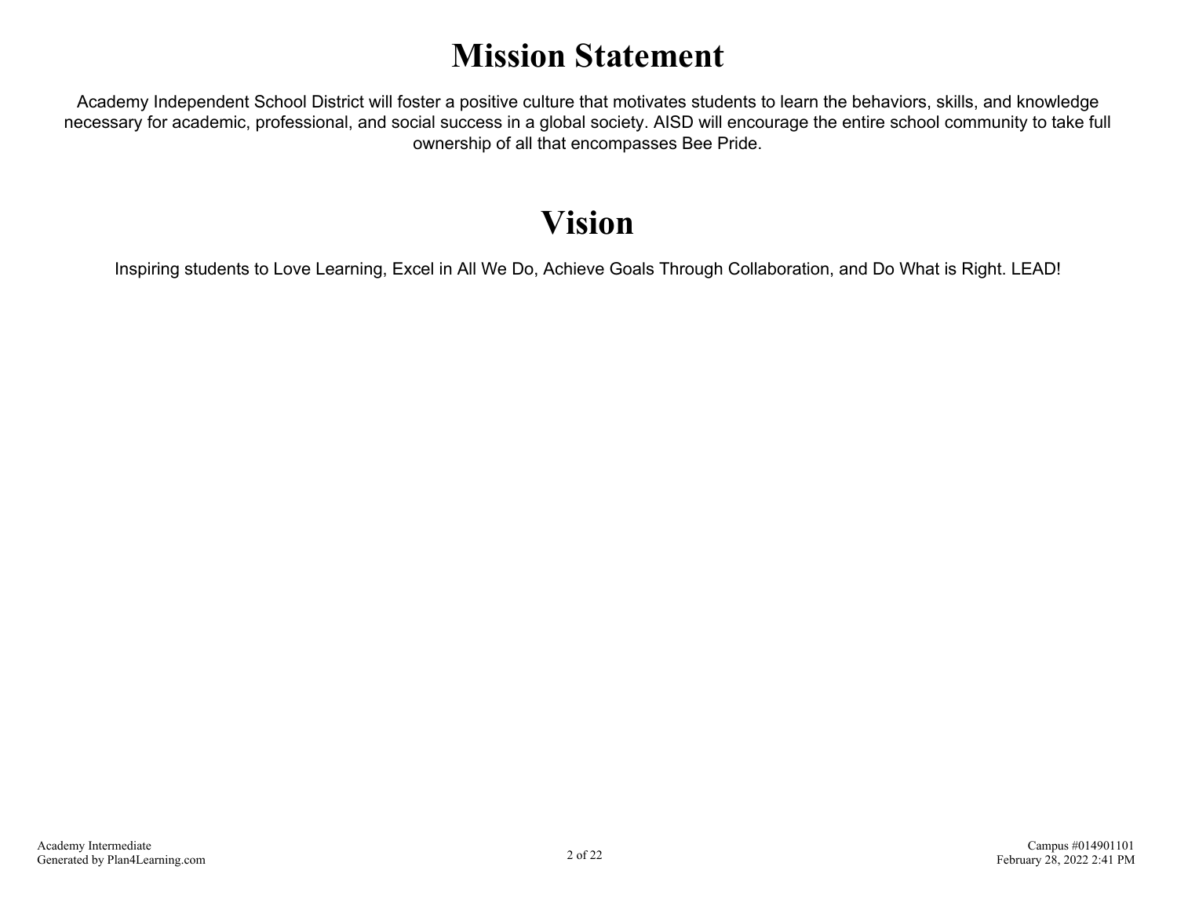# Mission Statement

Academy Independent School District will foster a positive culture that motivates students to learn the behaviors, skills, and knowledge necessary for academic, professional, and social success in a global society. AISD will encourage the entire school community to take full ownership of all that encompasses Bee Pride.

# Vision

Inspiring students to Love Learning, Excel in All We Do, Achieve Goals Through Collaboration, and Do What is Right. LEAD!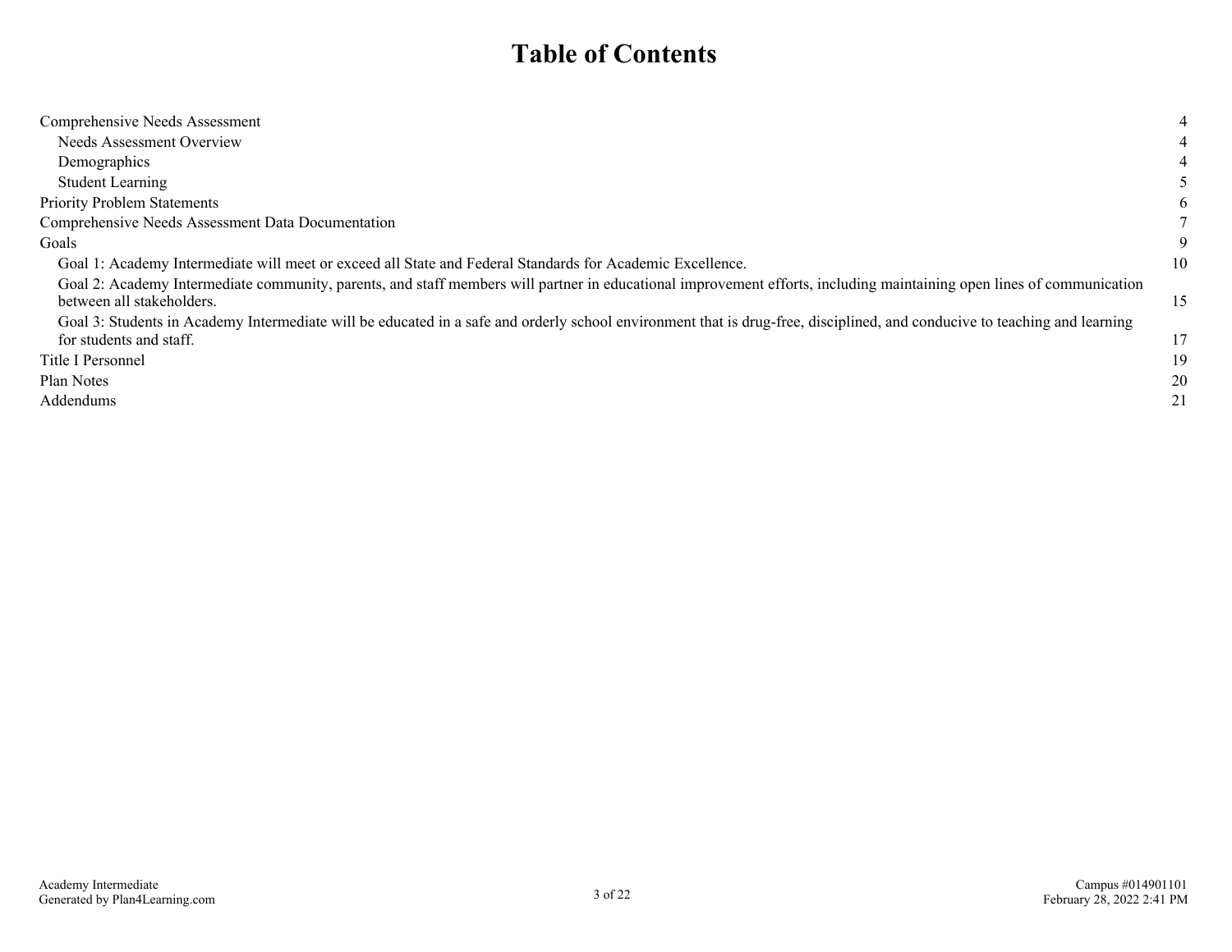# Table of Contents

| | |
|---|---|
| Comprehensive Needs Assessment | 4 |
| Needs Assessment Overview | 4 |
| Demographics | 4 |
| Student Learning | 5 |
| Priority Problem Statements | 6 |
| Comprehensive Needs Assessment Data Documentation | 7 |
| Goals | 9 |
| Goal 1: Academy Intermediate will meet or exceed all State and Federal Standards for Academic Excellence. | 10 |
| Goal 2: Academy Intermediate community, parents, and staff members will partner in educational improvement efforts, including maintaining open lines of communication between all stakeholders. | 15 |
| Goal 3: Students in Academy Intermediate will be educated in a safe and orderly school environment that is drug-free, disciplined, and conducive to teaching and learning for students and staff. | 17 |
| Title I Personnel | 19 |
| Plan Notes | 20 |
| Addendums | 21 |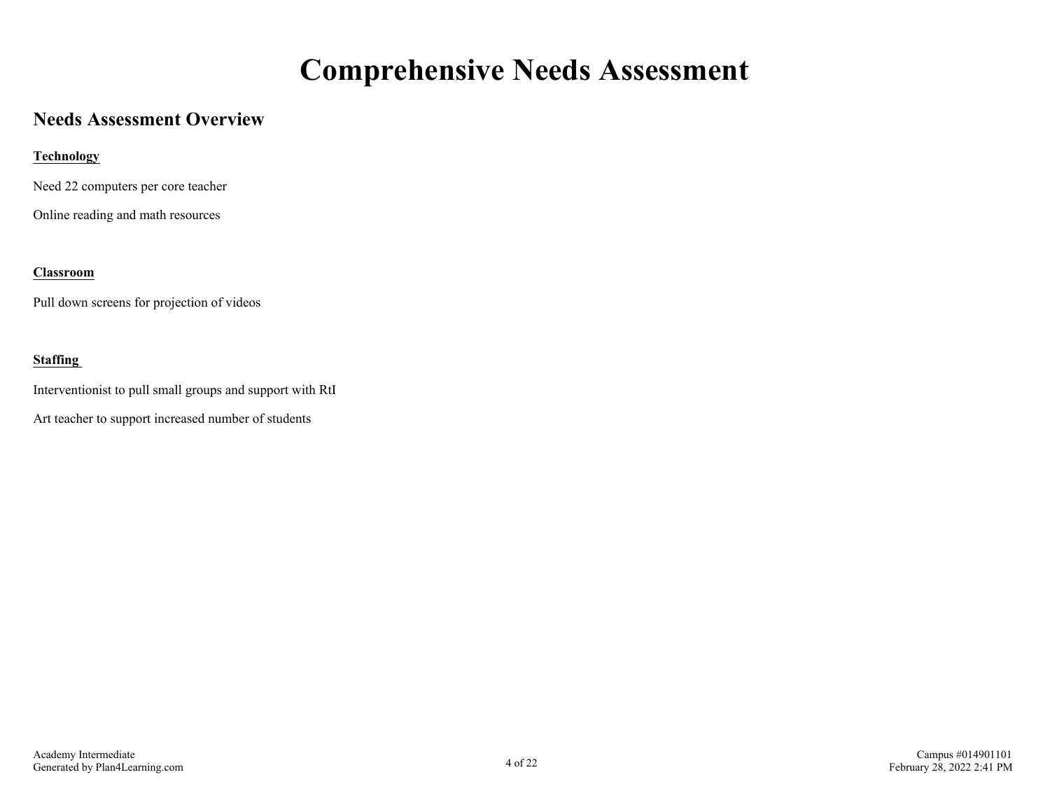# Comprehensive Needs Assessment

## Needs Assessment Overview

**Technology**

Need 22 computers per core teacher

Online reading and math resources

**Classroom**

Pull down screens for projection of videos

**Staffing**

Interventionist to pull small groups and support with RtI

Art teacher to support increased number of students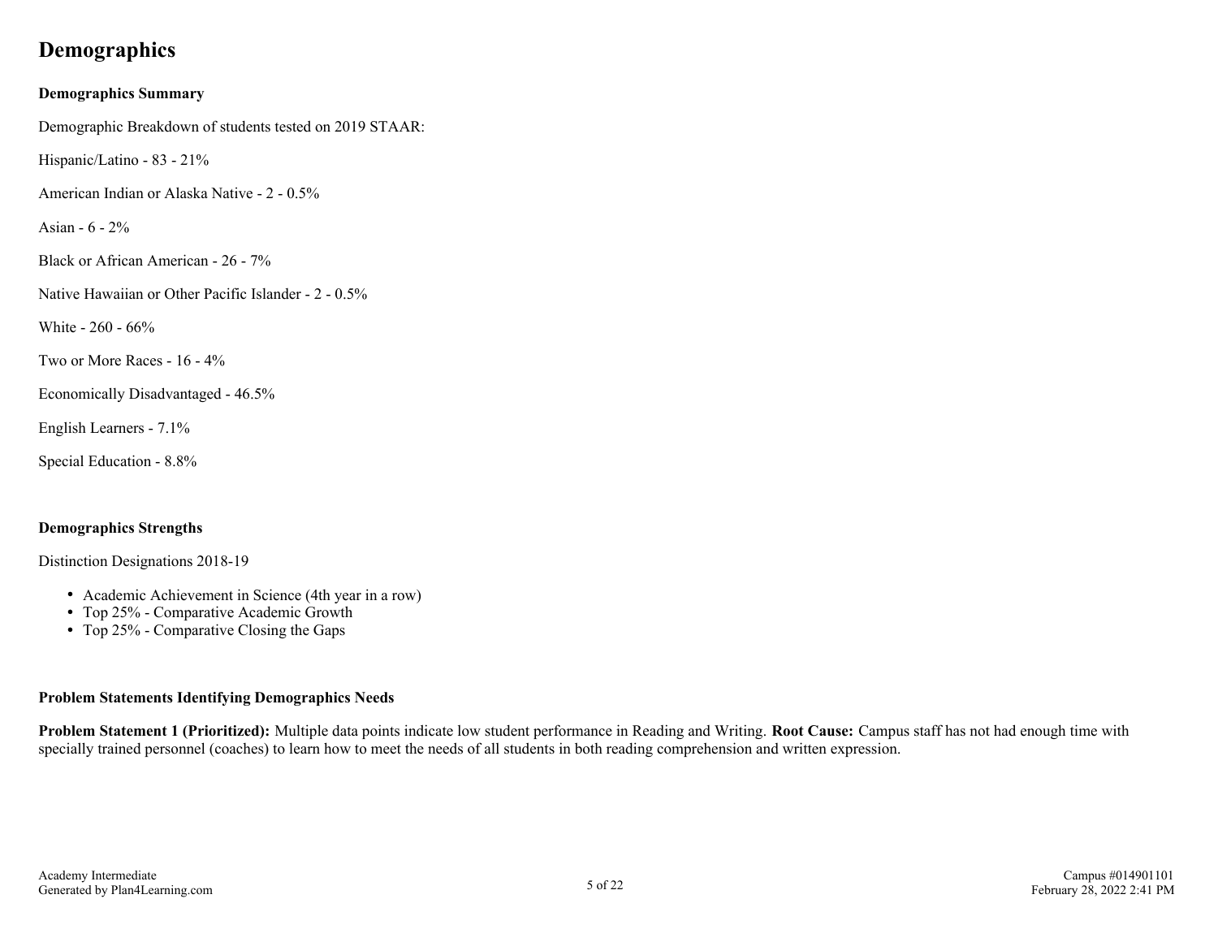# Demographics

### Demographics Summary

Demographic Breakdown of students tested on 2019 STAAR:

Hispanic/Latino - 83 - 21%

American Indian or Alaska Native - 2 - 0.5%

Asian - 6 - 2%

Black or African American - 26 - 7%

Native Hawaiian or Other Pacific Islander - 2 - 0.5%

White - 260 - 66%

Two or More Races - 16 - 4%

Economically Disadvantaged - 46.5%

English Learners - 7.1%

Special Education - 8.8%

### Demographics Strengths

Distinction Designations 2018-19

- Academic Achievement in Science (4th year in a row)
- Top 25% - Comparative Academic Growth
- Top 25% - Comparative Closing the Gaps

### Problem Statements Identifying Demographics Needs

**Problem Statement 1 (Prioritized):** Multiple data points indicate low student performance in Reading and Writing. **Root Cause:** Campus staff has not had enough time with specially trained personnel (coaches) to learn how to meet the needs of all students in both reading comprehension and written expression.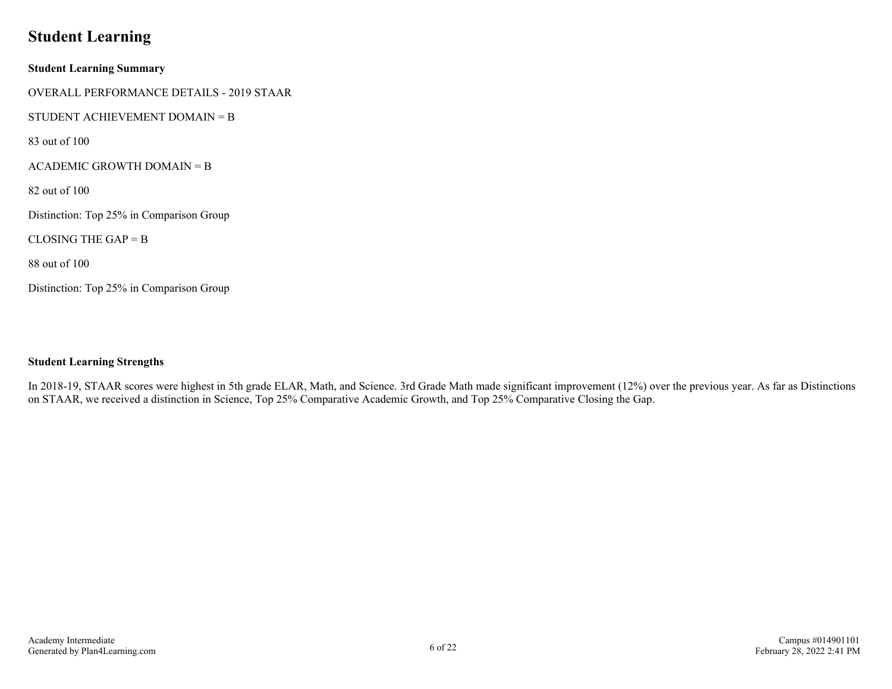# Student Learning

**Student Learning Summary**

OVERALL PERFORMANCE DETAILS - 2019 STAAR

STUDENT ACHIEVEMENT DOMAIN = B

83 out of 100

ACADEMIC GROWTH DOMAIN = B

82 out of 100

Distinction: Top 25% in Comparison Group

CLOSING THE GAP = B

88 out of 100

Distinction: Top 25% in Comparison Group

**Student Learning Strengths**

In 2018-19, STAAR scores were highest in 5th grade ELAR, Math, and Science. 3rd Grade Math made significant improvement (12%) over the previous year. As far as Distinctions on STAAR, we received a distinction in Science, Top 25% Comparative Academic Growth, and Top 25% Comparative Closing the Gap.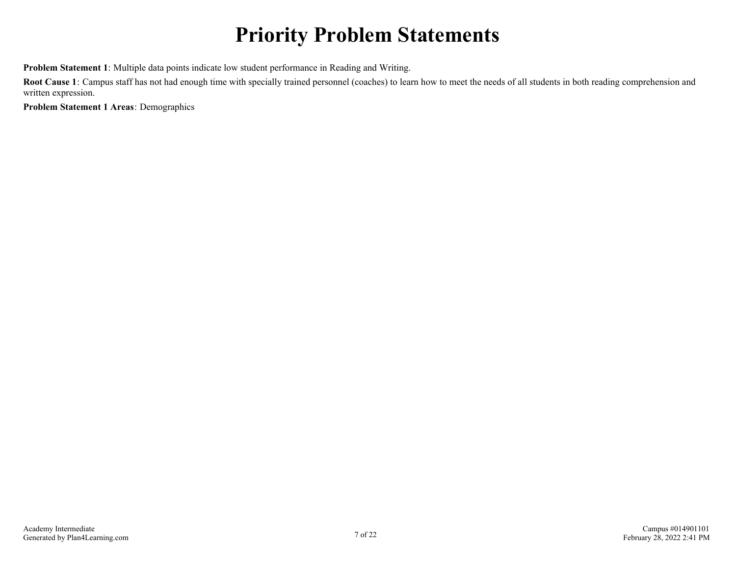# Priority Problem Statements

**Problem Statement 1**: Multiple data points indicate low student performance in Reading and Writing.

**Root Cause 1**: Campus staff has not had enough time with specially trained personnel (coaches) to learn how to meet the needs of all students in both reading comprehension and written expression.

**Problem Statement 1 Areas**: Demographics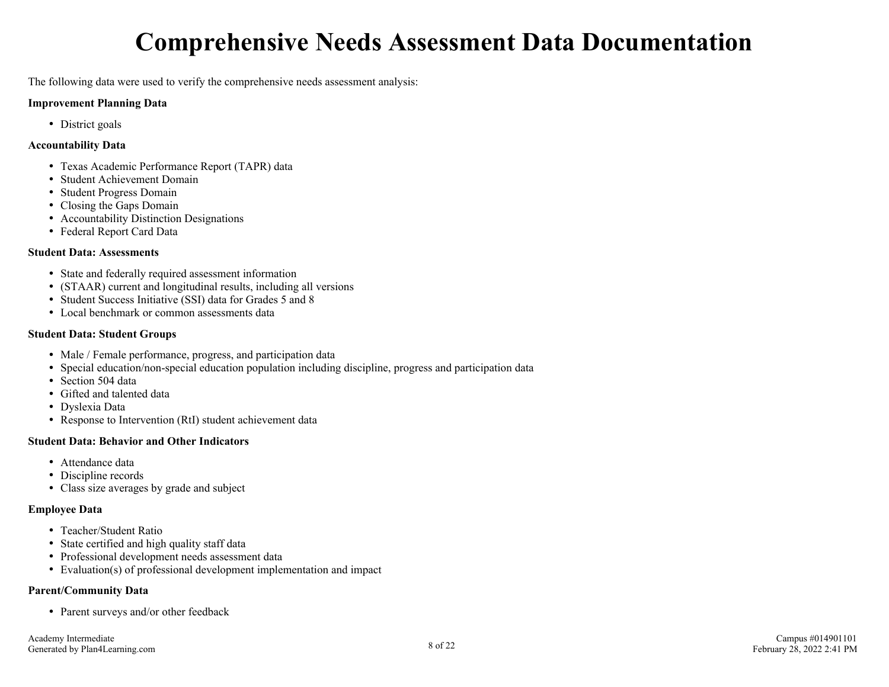# Comprehensive Needs Assessment Data Documentation

The following data were used to verify the comprehensive needs assessment analysis:

**Improvement Planning Data**

- District goals

**Accountability Data**

- Texas Academic Performance Report (TAPR) data
- Student Achievement Domain
- Student Progress Domain
- Closing the Gaps Domain
- Accountability Distinction Designations
- Federal Report Card Data

**Student Data: Assessments**

- State and federally required assessment information
- (STAAR) current and longitudinal results, including all versions
- Student Success Initiative (SSI) data for Grades 5 and 8
- Local benchmark or common assessments data

**Student Data: Student Groups**

- Male / Female performance, progress, and participation data
- Special education/non-special education population including discipline, progress and participation data
- Section 504 data
- Gifted and talented data
- Dyslexia Data
- Response to Intervention (RtI) student achievement data

**Student Data: Behavior and Other Indicators**

- Attendance data
- Discipline records
- Class size averages by grade and subject

**Employee Data**

- Teacher/Student Ratio
- State certified and high quality staff data
- Professional development needs assessment data
- Evaluation(s) of professional development implementation and impact

**Parent/Community Data**

- Parent surveys and/or other feedback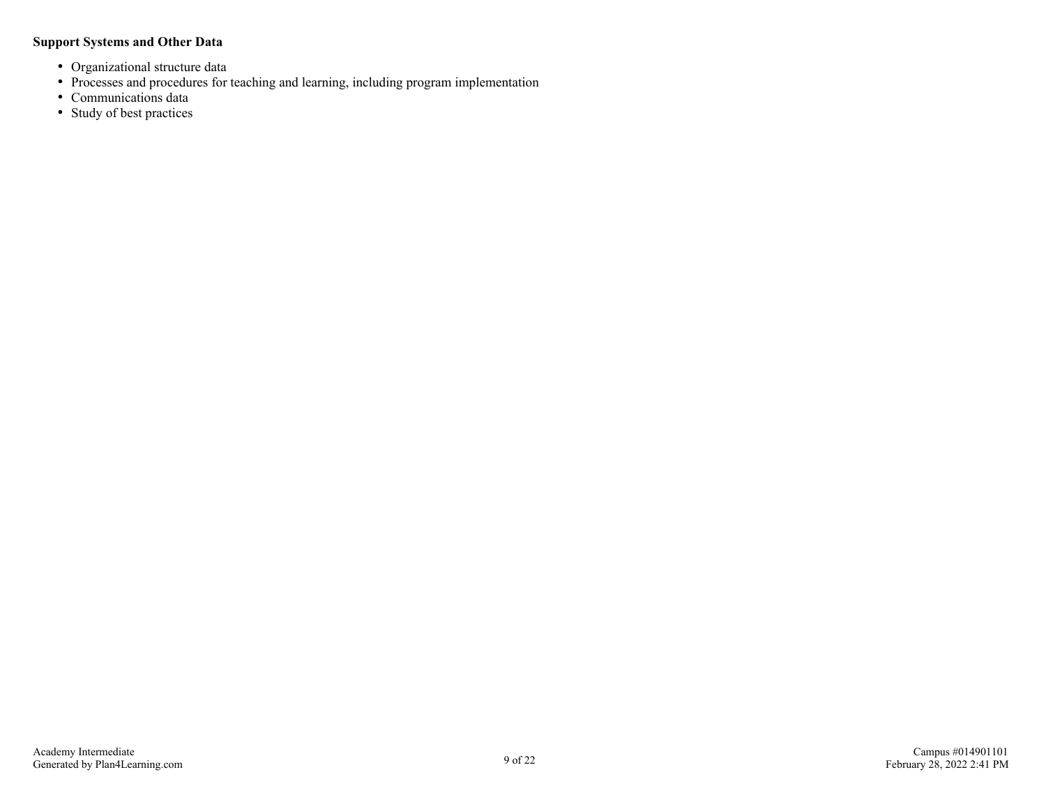**Support Systems and Other Data**

- Organizational structure data
- Processes and procedures for teaching and learning, including program implementation
- Communications data
- Study of best practices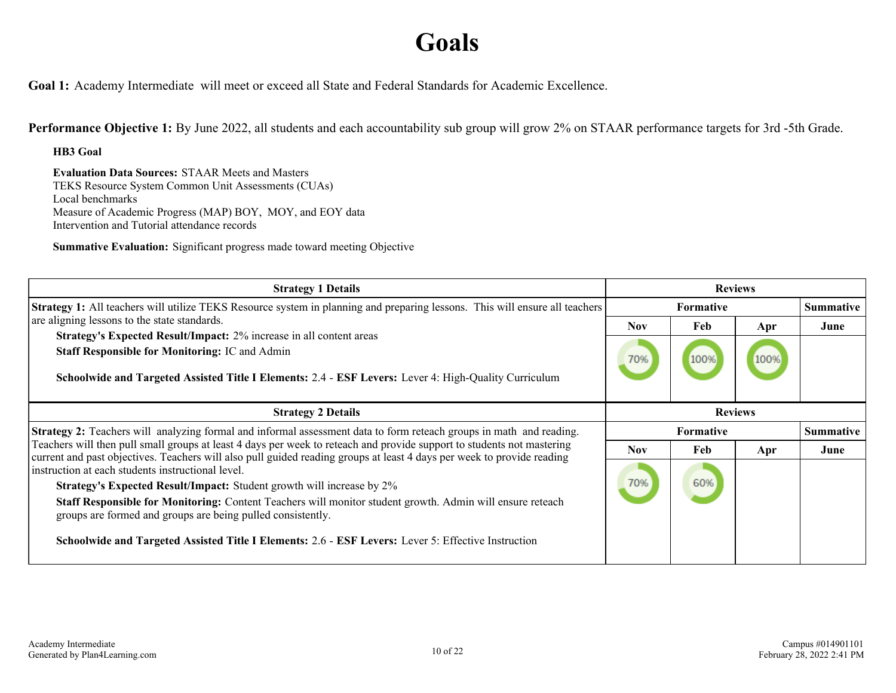# Goals

**Goal 1:** Academy Intermediate will meet or exceed all State and Federal Standards for Academic Excellence.

**Performance Objective 1:** By June 2022, all students and each accountability sub group will grow 2% on STAAR performance targets for 3rd -5th Grade.

**HB3 Goal**

**Evaluation Data Sources:** STAAR Meets and Masters
TEKS Resource System Common Unit Assessments (CUAs)
Local benchmarks
Measure of Academic Progress (MAP) BOY, MOY, and EOY data
Intervention and Tutorial attendance records

**Summative Evaluation:** Significant progress made toward meeting Objective

| Strategy 1 Details | Reviews | | | |
|---|---|---|---|---|
| | Formative | | | Summative |
| | Nov | Feb | Apr | June |
| **Strategy 1:** All teachers will utilize TEKS Resource system in planning and preparing lessons. This will ensure all teachers are aligning lessons to the state standards.<br>**Strategy's Expected Result/Impact:** 2% increase in all content areas<br>**Staff Responsible for Monitoring:** IC and Admin<br>**Schoolwide and Targeted Assisted Title I Elements:** 2.4 - **ESF Levers:** Lever 4: High-Quality Curriculum | 70% | 100% | 100% | |

| Strategy 2 Details | Reviews | | | |
|---|---|---|---|---|
| | Formative | | | Summative |
| | Nov | Feb | Apr | June |
| **Strategy 2:** Teachers will analyzing formal and informal assessment data to form reteach groups in math and reading. Teachers will then pull small groups at least 4 days per week to reteach and provide support to students not mastering current and past objectives. Teachers will also pull guided reading groups at least 4 days per week to provide reading instruction at each students instructional level.<br>**Strategy's Expected Result/Impact:** Student growth will increase by 2%<br>**Staff Responsible for Monitoring:** Content Teachers will monitor student growth. Admin will ensure reteach groups are formed and groups are being pulled consistently.<br>**Schoolwide and Targeted Assisted Title I Elements:** 2.6 - **ESF Levers:** Lever 5: Effective Instruction | 70% | 60% | | |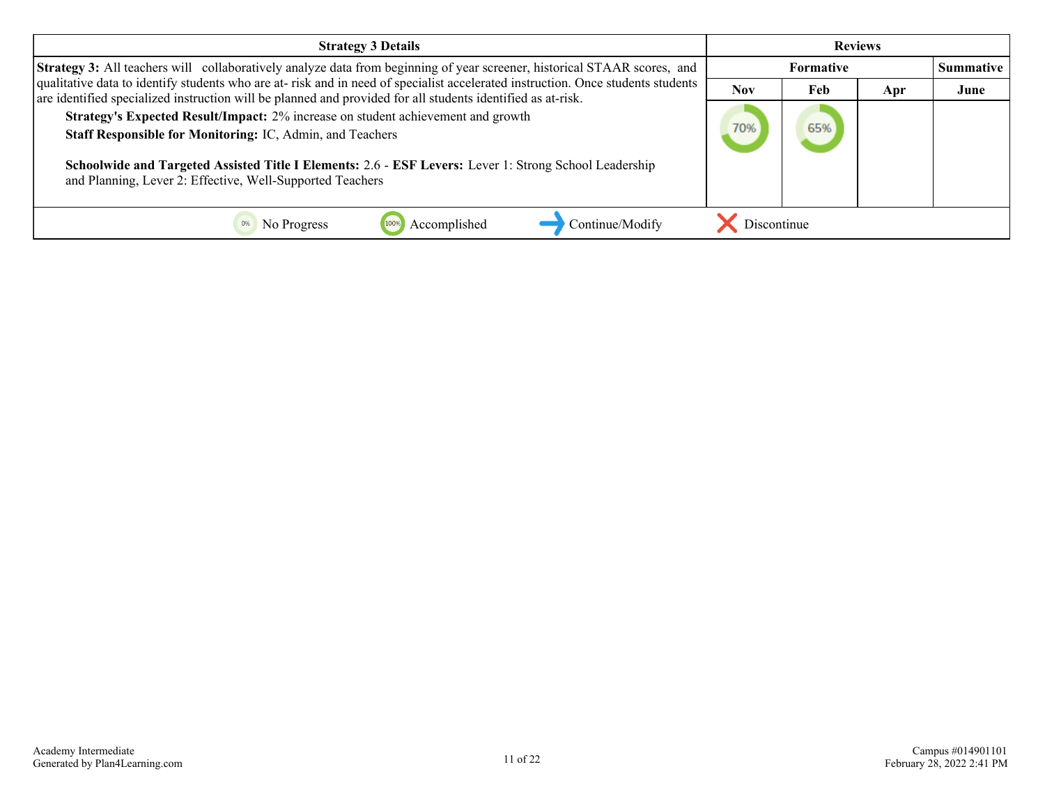| Strategy 3 Details | Reviews | | | |
|---|---|---|---|---|
| | Formative | | | Summative |
| | Nov | Feb | Apr | June |
| **Strategy 3:** All teachers will collaboratively analyze data from beginning of year screener, historical STAAR scores, and qualitative data to identify students who are at- risk and in need of specialist accelerated instruction. Once students students are identified specialized instruction will be planned and provided for all students identified as at-risk.<br>**Strategy's Expected Result/Impact:** 2% increase on student achievement and growth<br>**Staff Responsible for Monitoring:** IC, Admin, and Teachers<br><br>**Schoolwide and Targeted Assisted Title I Elements:** 2.6 - **ESF Levers:** Lever 1: Strong School Leadership and Planning, Lever 2: Effective, Well-Supported Teachers | 70% | 65% | | |

0% No Progress | 100% Accomplished | Continue/Modify | Discontinue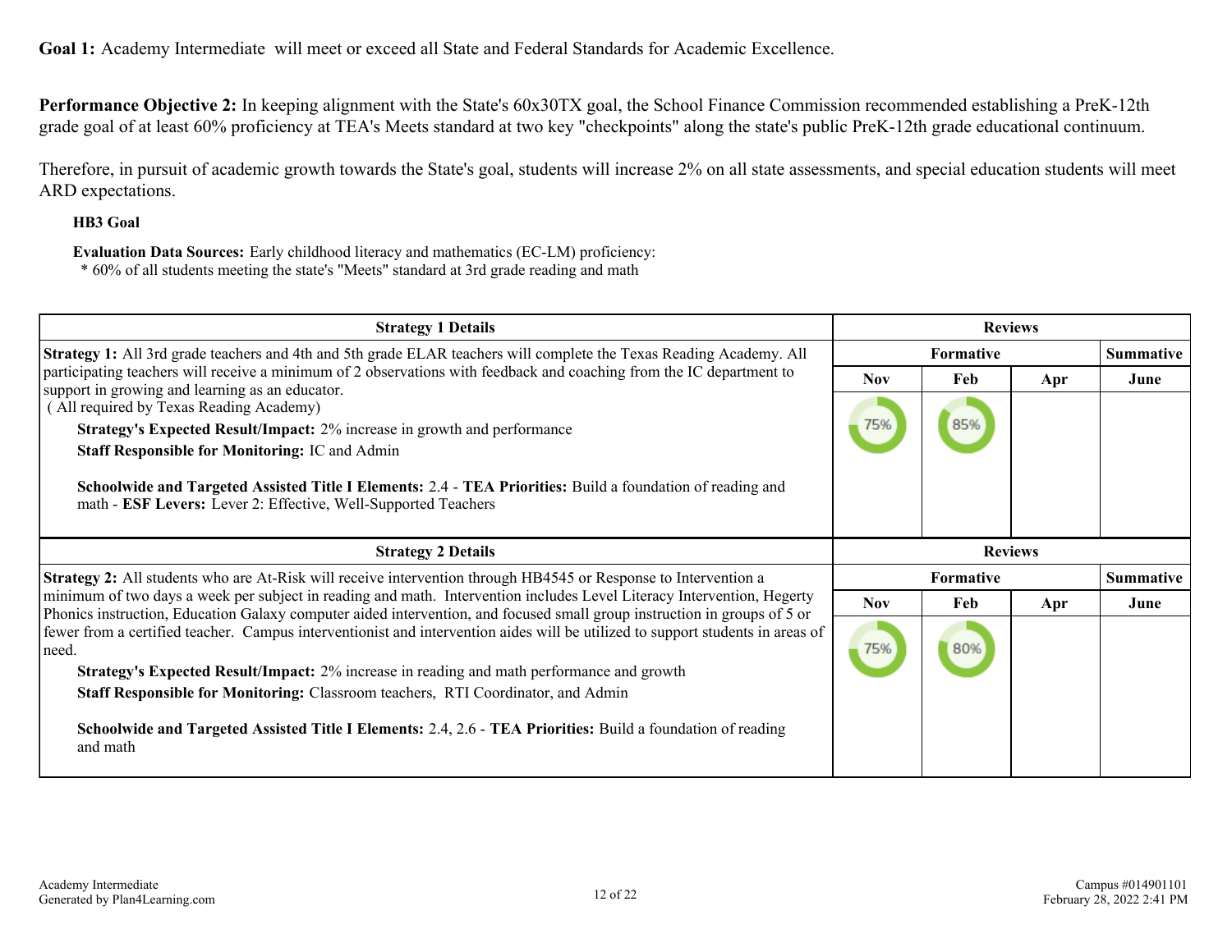**Goal 1:** Academy Intermediate will meet or exceed all State and Federal Standards for Academic Excellence.

**Performance Objective 2:** In keeping alignment with the State's 60x30TX goal, the School Finance Commission recommended establishing a PreK-12th grade goal of at least 60% proficiency at TEA's Meets standard at two key "checkpoints" along the state's public PreK-12th grade educational continuum.

Therefore, in pursuit of academic growth towards the State's goal, students will increase 2% on all state assessments, and special education students will meet ARD expectations.

**HB3 Goal**

**Evaluation Data Sources:** Early childhood literacy and mathematics (EC-LM) proficiency:
* 60% of all students meeting the state's "Meets" standard at 3rd grade reading and math

| Strategy 1 Details | Reviews | | | |
|---|---|---|---|---|
| | Formative | | | Summative |
| | Nov | Feb | Apr | June |
| **Strategy 1:** All 3rd grade teachers and 4th and 5th grade ELAR teachers will complete the Texas Reading Academy. All participating teachers will receive a minimum of 2 observations with feedback and coaching from the IC department to support in growing and learning as an educator.<br>( All required by Texas Reading Academy)<br>**Strategy's Expected Result/Impact:** 2% increase in growth and performance<br>**Staff Responsible for Monitoring:** IC and Admin<br>**Schoolwide and Targeted Assisted Title I Elements:** 2.4 - **TEA Priorities:** Build a foundation of reading and math - **ESF Levers:** Lever 2: Effective, Well-Supported Teachers | 75% | 85% | | |

| Strategy 2 Details | Reviews | | | |
|---|---|---|---|---|
| | Formative | | | Summative |
| | Nov | Feb | Apr | June |
| **Strategy 2:** All students who are At-Risk will receive intervention through HB4545 or Response to Intervention a minimum of two days a week per subject in reading and math. Intervention includes Level Literacy Intervention, Hegerty Phonics instruction, Education Galaxy computer aided intervention, and focused small group instruction in groups of 5 or fewer from a certified teacher. Campus interventionist and intervention aides will be utilized to support students in areas of need.<br>**Strategy's Expected Result/Impact:** 2% increase in reading and math performance and growth<br>**Staff Responsible for Monitoring:** Classroom teachers, RTI Coordinator, and Admin<br>**Schoolwide and Targeted Assisted Title I Elements:** 2.4, 2.6 - **TEA Priorities:** Build a foundation of reading and math | 75% | 80% | | |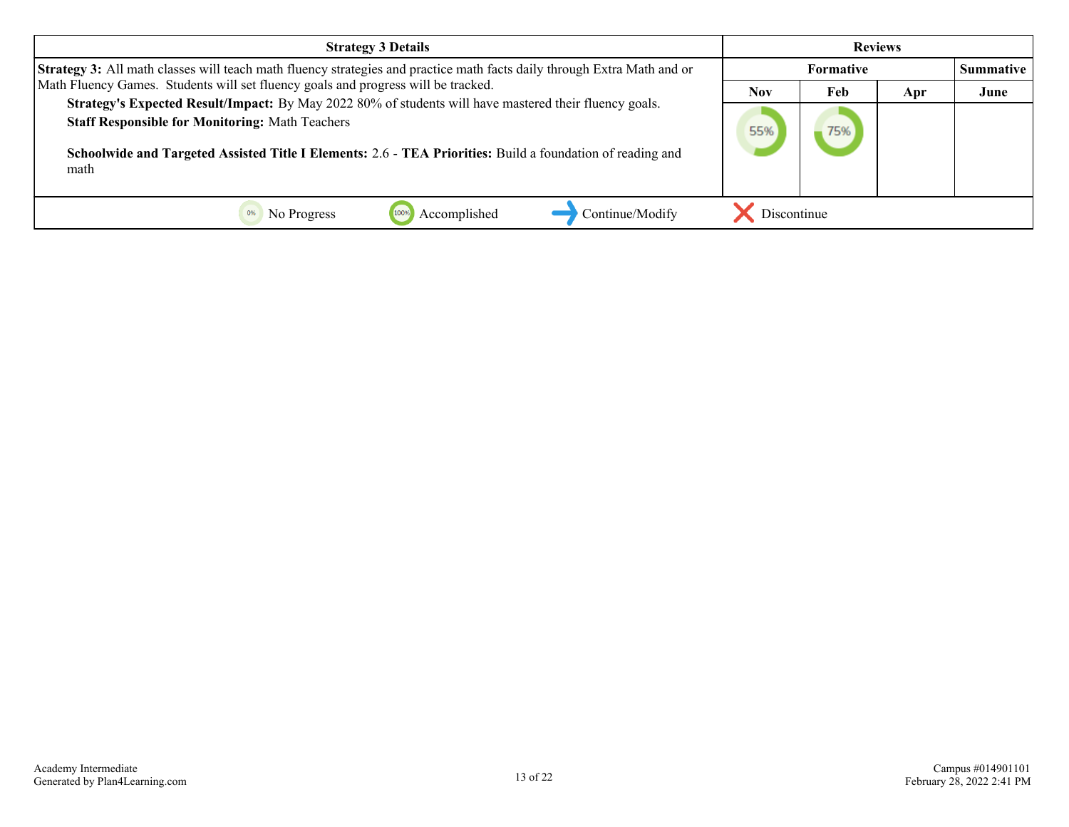| Strategy 3 Details | Reviews | | | |
|---|---|---|---|---|
| | Formative | | | Summative |
| | Nov | Feb | Apr | June |
| **Strategy 3:** All math classes will teach math fluency strategies and practice math facts daily through Extra Math and or Math Fluency Games. Students will set fluency goals and progress will be tracked.<br>**Strategy's Expected Result/Impact:** By May 2022 80% of students will have mastered their fluency goals.<br>**Staff Responsible for Monitoring:** Math Teachers<br><br>**Schoolwide and Targeted Assisted Title I Elements:** 2.6 - **TEA Priorities:** Build a foundation of reading and math | 55% | 75% | | |

0% No Progress | 100% Accomplished | Continue/Modify | Discontinue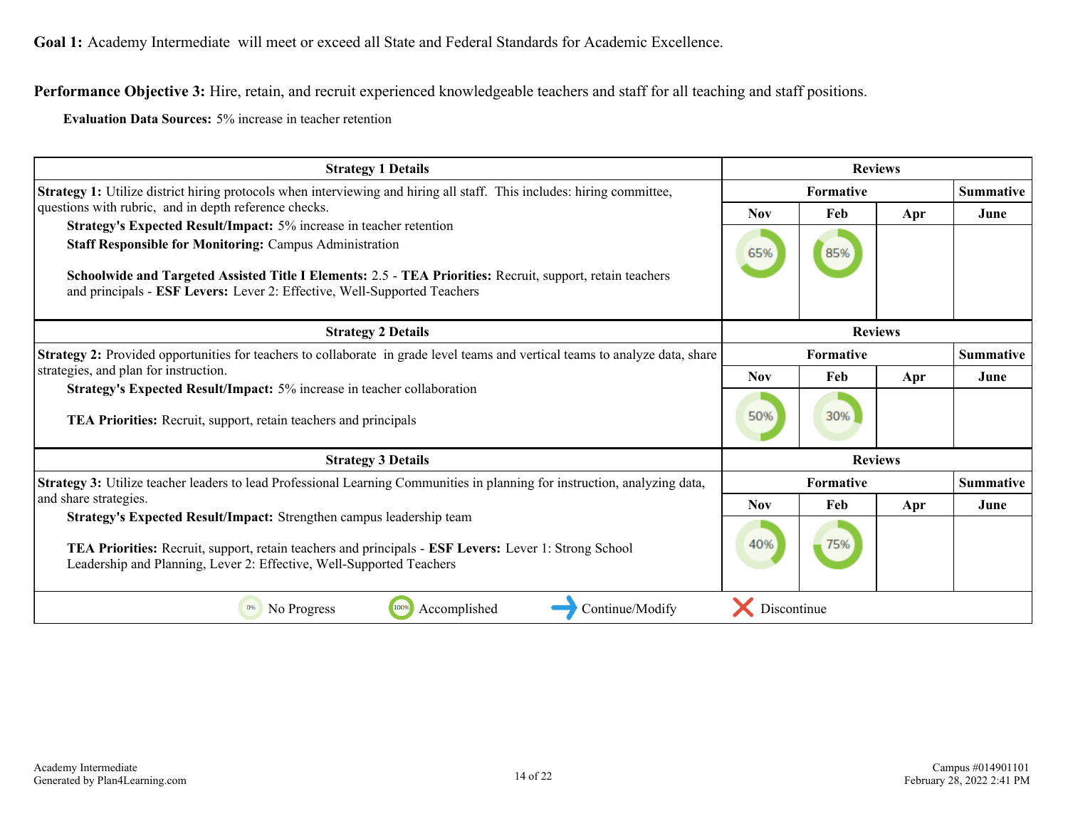**Goal 1:** Academy Intermediate will meet or exceed all State and Federal Standards for Academic Excellence.

**Performance Objective 3:** Hire, retain, and recruit experienced knowledgeable teachers and staff for all teaching and staff positions.

**Evaluation Data Sources:** 5% increase in teacher retention

| Strategy 1 Details | Reviews | | | |
|---|---|---|---|---|
| | Formative | | | Summative |
| **Strategy 1:** Utilize district hiring protocols when interviewing and hiring all staff. This includes: hiring committee, questions with rubric, and in depth reference checks.<br>**Strategy's Expected Result/Impact:** 5% increase in teacher retention<br>**Staff Responsible for Monitoring:** Campus Administration<br><br>**Schoolwide and Targeted Assisted Title I Elements:** 2.5 - **TEA Priorities:** Recruit, support, retain teachers and principals - **ESF Levers:** Lever 2: Effective, Well-Supported Teachers | Nov | Feb | Apr | June |
| | 65% | 85% | | |

| Strategy 2 Details | Reviews | | | |
|---|---|---|---|---|
| | Formative | | | Summative |
| **Strategy 2:** Provided opportunities for teachers to collaborate in grade level teams and vertical teams to analyze data, share strategies, and plan for instruction.<br>**Strategy's Expected Result/Impact:** 5% increase in teacher collaboration<br><br>**TEA Priorities:** Recruit, support, retain teachers and principals | Nov | Feb | Apr | June |
| | 50% | 30% | | |

| Strategy 3 Details | Reviews | | | |
|---|---|---|---|---|
| | Formative | | | Summative |
| **Strategy 3:** Utilize teacher leaders to lead Professional Learning Communities in planning for instruction, analyzing data, and share strategies.<br>**Strategy's Expected Result/Impact:** Strengthen campus leadership team<br><br>**TEA Priorities:** Recruit, support, retain teachers and principals - **ESF Levers:** Lever 1: Strong School Leadership and Planning, Lever 2: Effective, Well-Supported Teachers | Nov | Feb | Apr | June |
| | 40% | 75% | | |

0% No Progress | 100% Accomplished | Continue/Modify | Discontinue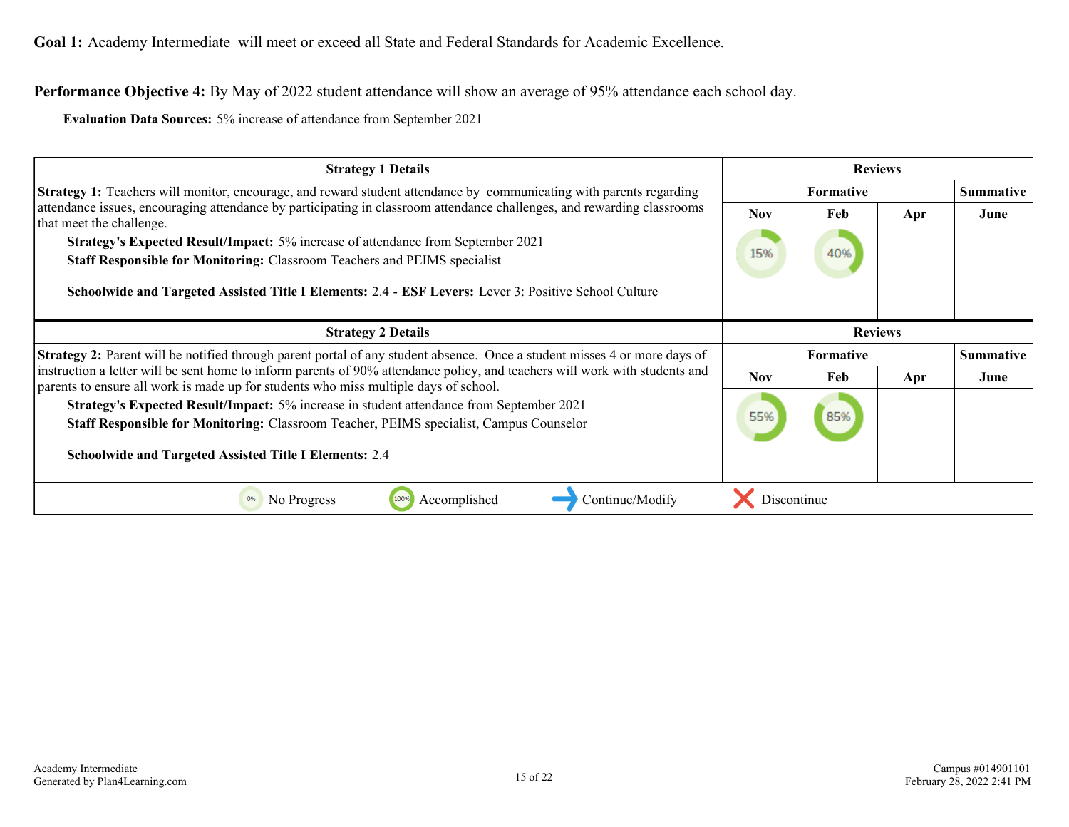**Goal 1:** Academy Intermediate will meet or exceed all State and Federal Standards for Academic Excellence.

**Performance Objective 4:** By May of 2022 student attendance will show an average of 95% attendance each school day.

**Evaluation Data Sources:** 5% increase of attendance from September 2021

| Strategy 1 Details | Reviews | | | |
|---|---|---|---|---|
| **Strategy 1:** Teachers will monitor, encourage, and reward student attendance by communicating with parents regarding attendance issues, encouraging attendance by participating in classroom attendance challenges, and rewarding classrooms that meet the challenge.<br>**Strategy's Expected Result/Impact:** 5% increase of attendance from September 2021<br>**Staff Responsible for Monitoring:** Classroom Teachers and PEIMS specialist<br>**Schoolwide and Targeted Assisted Title I Elements:** 2.4 - **ESF Levers:** Lever 3: Positive School Culture | **Formative** | | | **Summative** |
| | **Nov** | **Feb** | **Apr** | **June** |
| | 15% | 40% | | |

| Strategy 2 Details | Reviews | | | |
|---|---|---|---|---|
| **Strategy 2:** Parent will be notified through parent portal of any student absence. Once a student misses 4 or more days of instruction a letter will be sent home to inform parents of 90% attendance policy, and teachers will work with students and parents to ensure all work is made up for students who miss multiple days of school.<br>**Strategy's Expected Result/Impact:** 5% increase in student attendance from September 2021<br>**Staff Responsible for Monitoring:** Classroom Teacher, PEIMS specialist, Campus Counselor<br>**Schoolwide and Targeted Assisted Title I Elements:** 2.4 | **Formative** | | | **Summative** |
| | **Nov** | **Feb** | **Apr** | **June** |
| | 55% | 85% | | |

0% No Progress | 100% Accomplished | Continue/Modify | Discontinue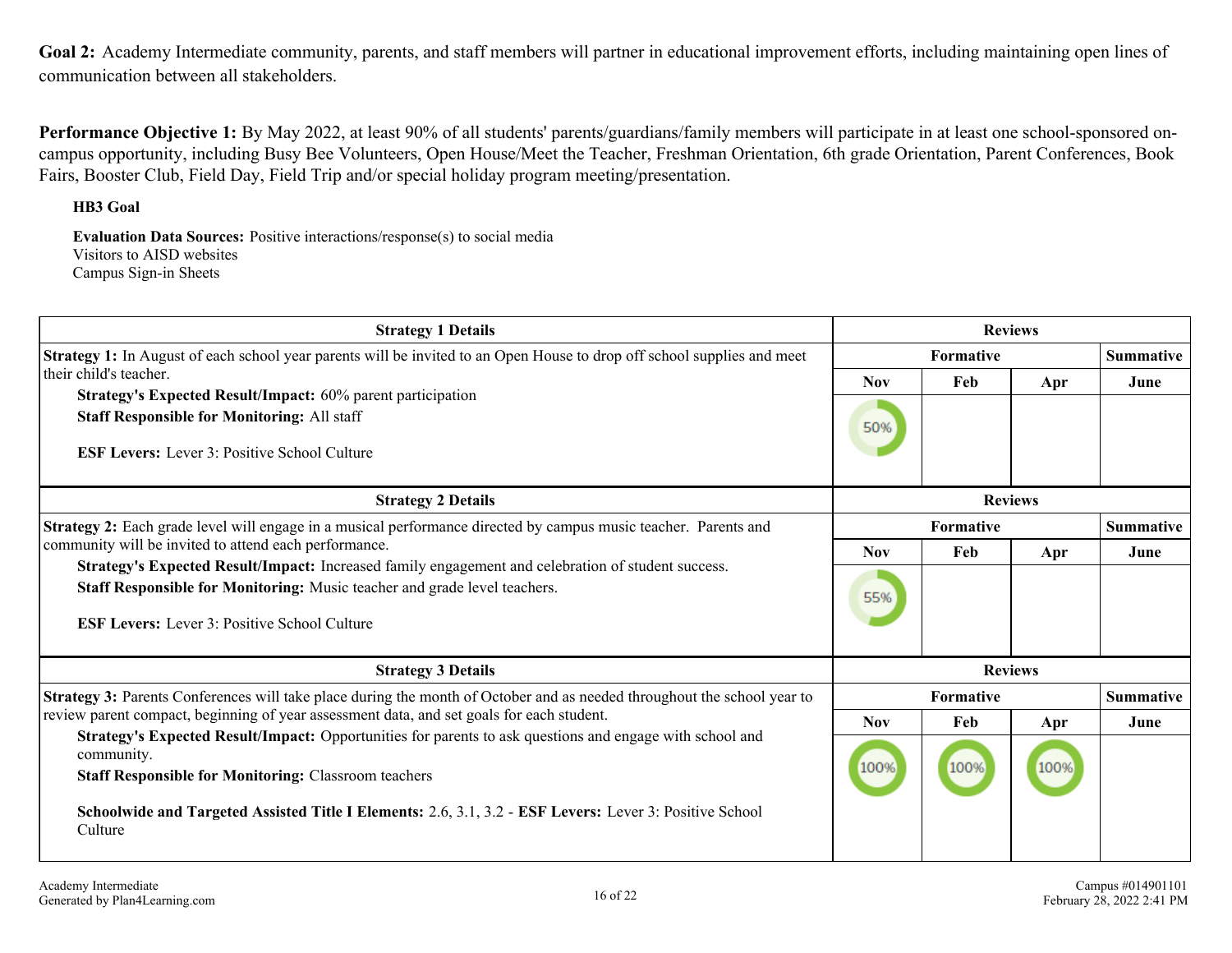**Goal 2:** Academy Intermediate community, parents, and staff members will partner in educational improvement efforts, including maintaining open lines of communication between all stakeholders.

**Performance Objective 1:** By May 2022, at least 90% of all students' parents/guardians/family members will participate in at least one school-sponsored on-campus opportunity, including Busy Bee Volunteers, Open House/Meet the Teacher, Freshman Orientation, 6th grade Orientation, Parent Conferences, Book Fairs, Booster Club, Field Day, Field Trip and/or special holiday program meeting/presentation.

**HB3 Goal**

**Evaluation Data Sources:** Positive interactions/response(s) to social media
Visitors to AISD websites
Campus Sign-in Sheets

| Strategy 1 Details | Reviews | | | |
|---|---|---|---|---|
| | Formative | | | Summative |
| | Nov | Feb | Apr | June |
| **Strategy 1:** In August of each school year parents will be invited to an Open House to drop off school supplies and meet their child's teacher.<br>**Strategy's Expected Result/Impact:** 60% parent participation<br>**Staff Responsible for Monitoring:** All staff<br>**ESF Levers:** Lever 3: Positive School Culture | 50% | | | |

| Strategy 2 Details | Reviews | | | |
|---|---|---|---|---|
| | Formative | | | Summative |
| | Nov | Feb | Apr | June |
| **Strategy 2:** Each grade level will engage in a musical performance directed by campus music teacher. Parents and community will be invited to attend each performance.<br>**Strategy's Expected Result/Impact:** Increased family engagement and celebration of student success.<br>**Staff Responsible for Monitoring:** Music teacher and grade level teachers.<br>**ESF Levers:** Lever 3: Positive School Culture | 55% | | | |

| Strategy 3 Details | Reviews | | | |
|---|---|---|---|---|
| | Formative | | | Summative |
| | Nov | Feb | Apr | June |
| **Strategy 3:** Parents Conferences will take place during the month of October and as needed throughout the school year to review parent compact, beginning of year assessment data, and set goals for each student.<br>**Strategy's Expected Result/Impact:** Opportunities for parents to ask questions and engage with school and community.<br>**Staff Responsible for Monitoring:** Classroom teachers<br>**Schoolwide and Targeted Assisted Title I Elements:** 2.6, 3.1, 3.2 - **ESF Levers:** Lever 3: Positive School Culture | 100% | 100% | 100% | |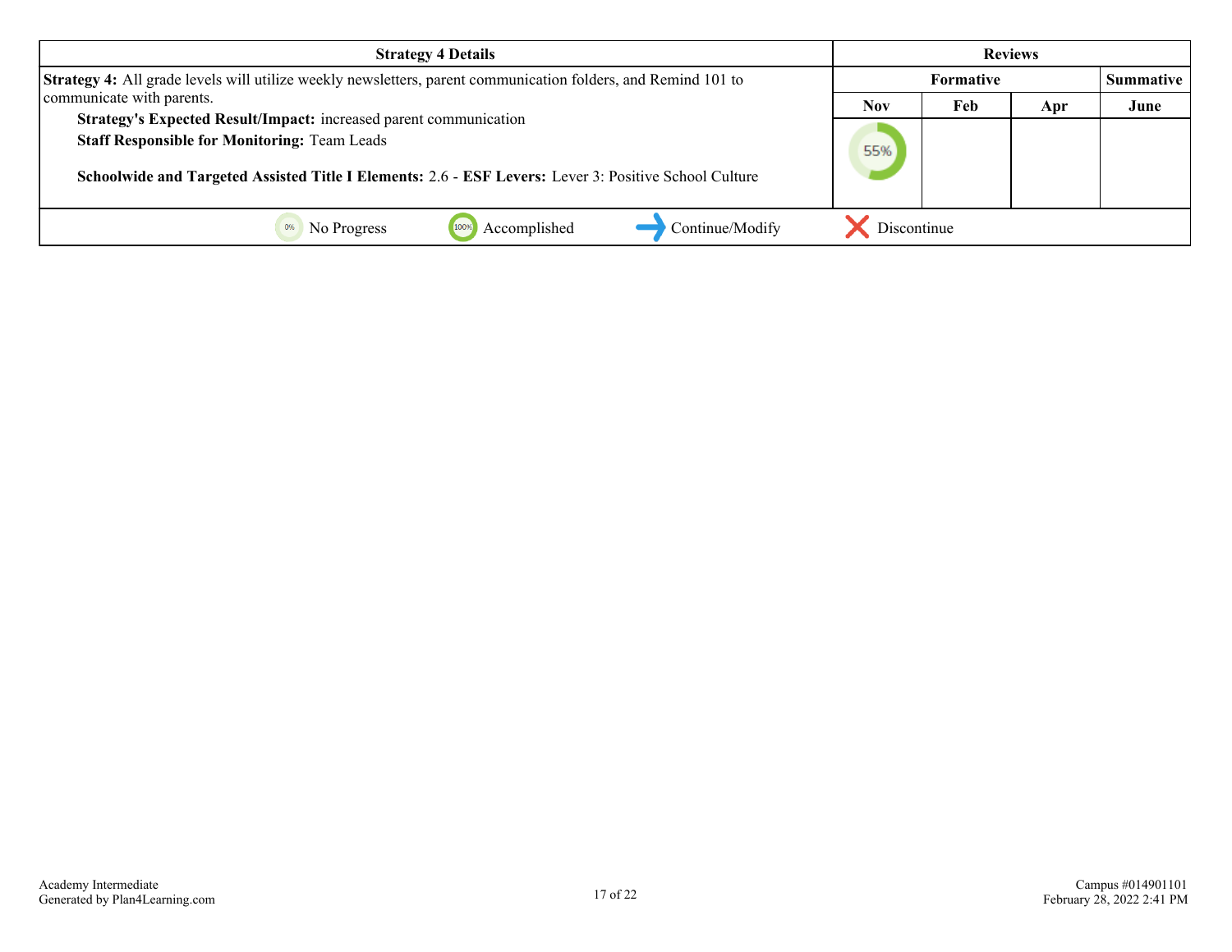| Strategy 4 Details | Reviews | | | |
|---|---|---|---|---|
| | Formative | | | Summative |
| | Nov | Feb | Apr | June |
| **Strategy 4:** All grade levels will utilize weekly newsletters, parent communication folders, and Remind 101 to communicate with parents.<br>**Strategy's Expected Result/Impact:** increased parent communication<br>**Staff Responsible for Monitoring:** Team Leads<br><br>**Schoolwide and Targeted Assisted Title I Elements:** 2.6 - **ESF Levers:** Lever 3: Positive School Culture | 55% | | | |

0% No Progress | 100% Accomplished | Continue/Modify | Discontinue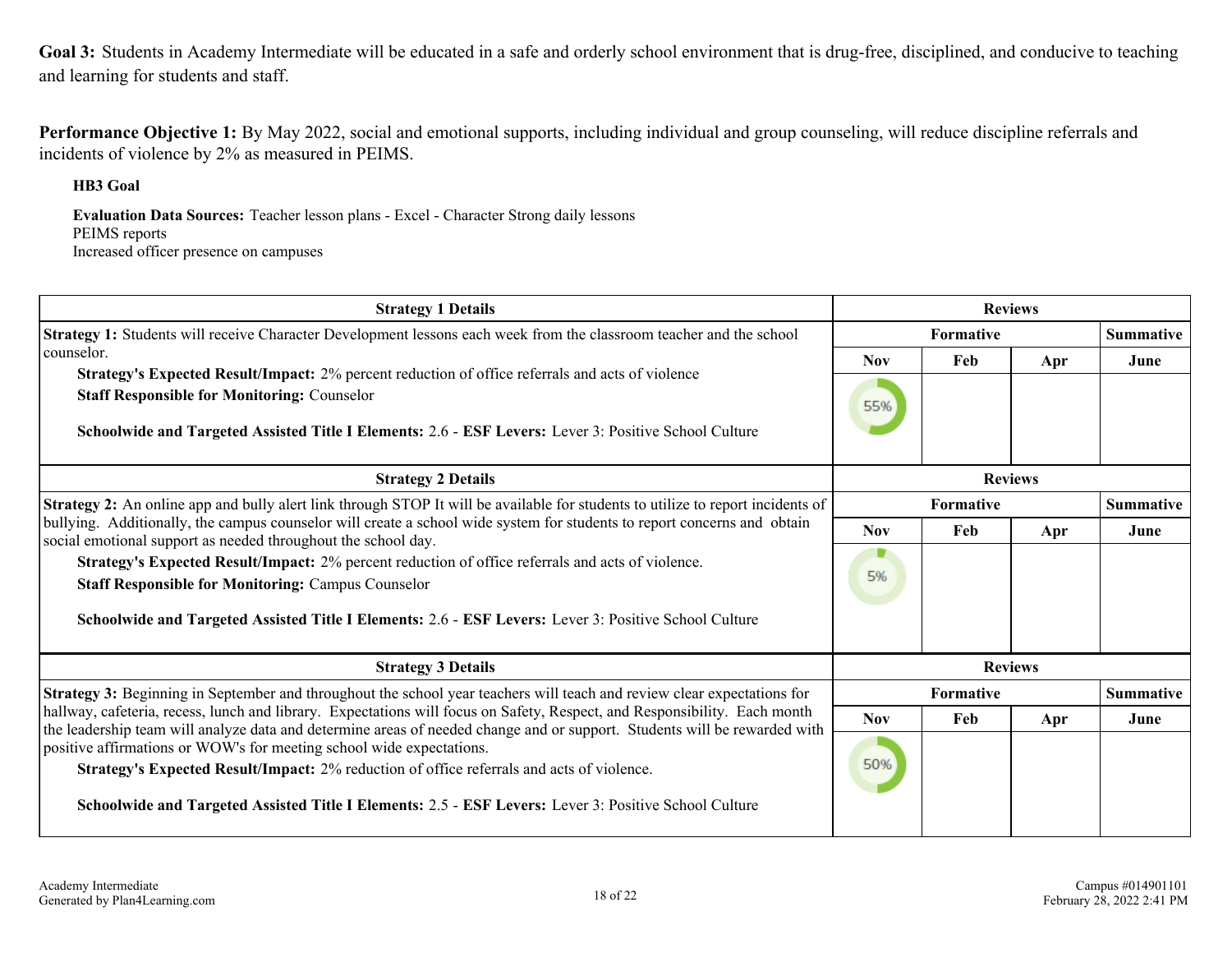**Goal 3:** Students in Academy Intermediate will be educated in a safe and orderly school environment that is drug-free, disciplined, and conducive to teaching and learning for students and staff.

**Performance Objective 1:** By May 2022, social and emotional supports, including individual and group counseling, will reduce discipline referrals and incidents of violence by 2% as measured in PEIMS.

**HB3 Goal**

**Evaluation Data Sources:** Teacher lesson plans - Excel - Character Strong daily lessons
PEIMS reports
Increased officer presence on campuses

| Strategy 1 Details | Reviews | | | |
|---|---|---|---|---|
| | Formative | | | Summative |
| | Nov | Feb | Apr | June |
| **Strategy 1:** Students will receive Character Development lessons each week from the classroom teacher and the school counselor.<br>**Strategy's Expected Result/Impact:** 2% percent reduction of office referrals and acts of violence<br>**Staff Responsible for Monitoring:** Counselor<br>**Schoolwide and Targeted Assisted Title I Elements:** 2.6 - **ESF Levers:** Lever 3: Positive School Culture | 55% | | | |

| Strategy 2 Details | Reviews | | | |
|---|---|---|---|---|
| | Formative | | | Summative |
| | Nov | Feb | Apr | June |
| **Strategy 2:** An online app and bully alert link through STOP It will be available for students to utilize to report incidents of bullying. Additionally, the campus counselor will create a school wide system for students to report concerns and obtain social emotional support as needed throughout the school day.<br>**Strategy's Expected Result/Impact:** 2% percent reduction of office referrals and acts of violence.<br>**Staff Responsible for Monitoring:** Campus Counselor<br>**Schoolwide and Targeted Assisted Title I Elements:** 2.6 - **ESF Levers:** Lever 3: Positive School Culture | 5% | | | |

| Strategy 3 Details | Reviews | | | |
|---|---|---|---|---|
| | Formative | | | Summative |
| | Nov | Feb | Apr | June |
| **Strategy 3:** Beginning in September and throughout the school year teachers will teach and review clear expectations for hallway, cafeteria, recess, lunch and library. Expectations will focus on Safety, Respect, and Responsibility. Each month the leadership team will analyze data and determine areas of needed change and or support. Students will be rewarded with positive affirmations or WOW's for meeting school wide expectations.<br>**Strategy's Expected Result/Impact:** 2% reduction of office referrals and acts of violence.<br>**Schoolwide and Targeted Assisted Title I Elements:** 2.5 - **ESF Levers:** Lever 3: Positive School Culture | 50% | | | |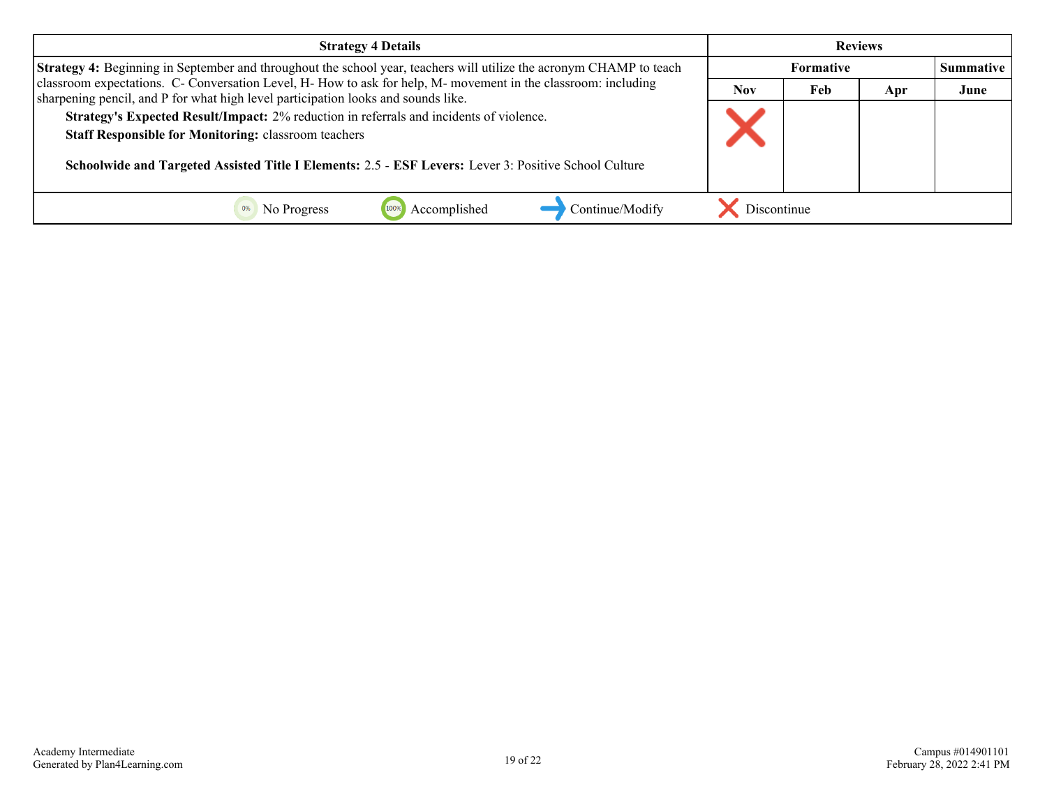| Strategy 4 Details | Reviews | | | |
|---|---|---|---|---|
| | Formative | | | Summative |
| | Nov | Feb | Apr | June |
| **Strategy 4:** Beginning in September and throughout the school year, teachers will utilize the acronym CHAMP to teach classroom expectations. C- Conversation Level, H- How to ask for help, M- movement in the classroom: including sharpening pencil, and P for what high level participation looks and sounds like.<br>**Strategy's Expected Result/Impact:** 2% reduction in referrals and incidents of violence.<br>**Staff Responsible for Monitoring:** classroom teachers<br><br>**Schoolwide and Targeted Assisted Title I Elements:** 2.5 - **ESF Levers:** Lever 3: Positive School Culture | Discontinue | | | |

No Progress | Accomplished | Continue/Modify | Discontinue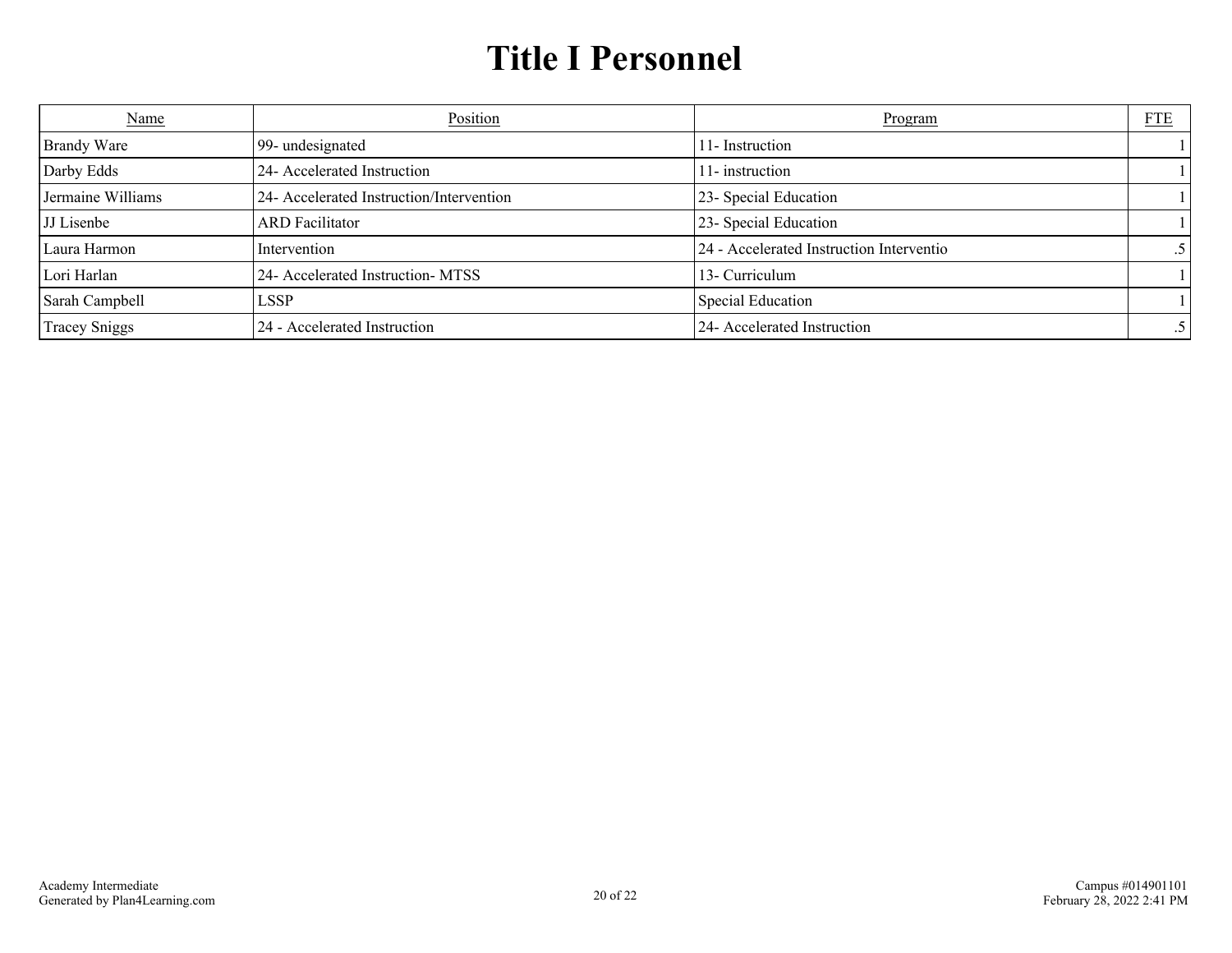# Title I Personnel

| Name | Position | Program | FTE |
|---|---|---|---|
| Brandy Ware | 99- undesignated | 11- Instruction | 1 |
| Darby Edds | 24- Accelerated Instruction | 11- instruction | 1 |
| Jermaine Williams | 24- Accelerated Instruction/Intervention | 23- Special Education | 1 |
| JJ Lisenbe | ARD Facilitator | 23- Special Education | 1 |
| Laura Harmon | Intervention | 24 - Accelerated Instruction Interventio | .5 |
| Lori Harlan | 24- Accelerated Instruction- MTSS | 13- Curriculum | 1 |
| Sarah Campbell | LSSP | Special Education | 1 |
| Tracey Sniggs | 24 - Accelerated Instruction | 24- Accelerated Instruction | .5 |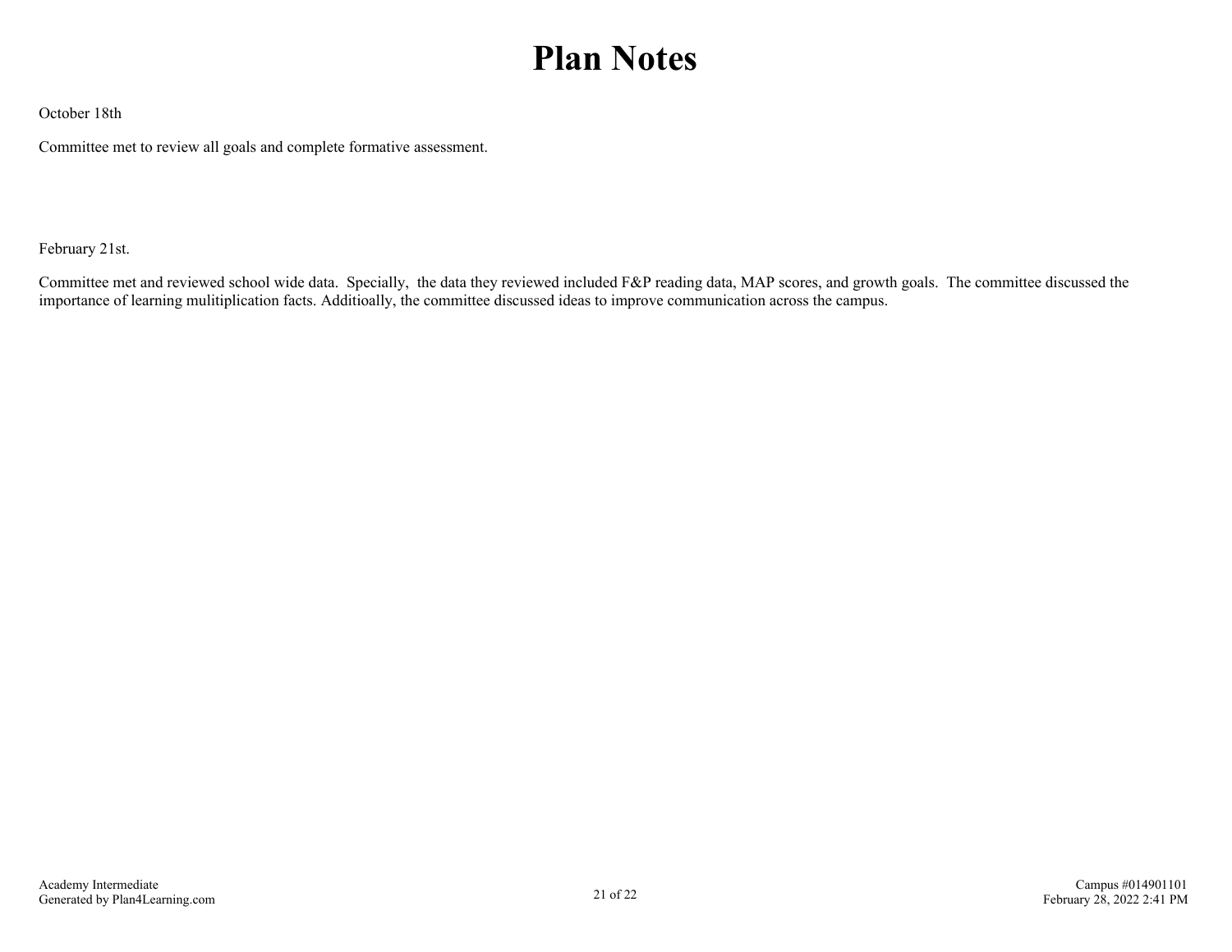# Plan Notes

October 18th

Committee met to review all goals and complete formative assessment.

February 21st.

Committee met and reviewed school wide data. Specially, the data they reviewed included F&P reading data, MAP scores, and growth goals. The committee discussed the importance of learning mulitiplication facts. Additioally, the committee discussed ideas to improve communication across the campus.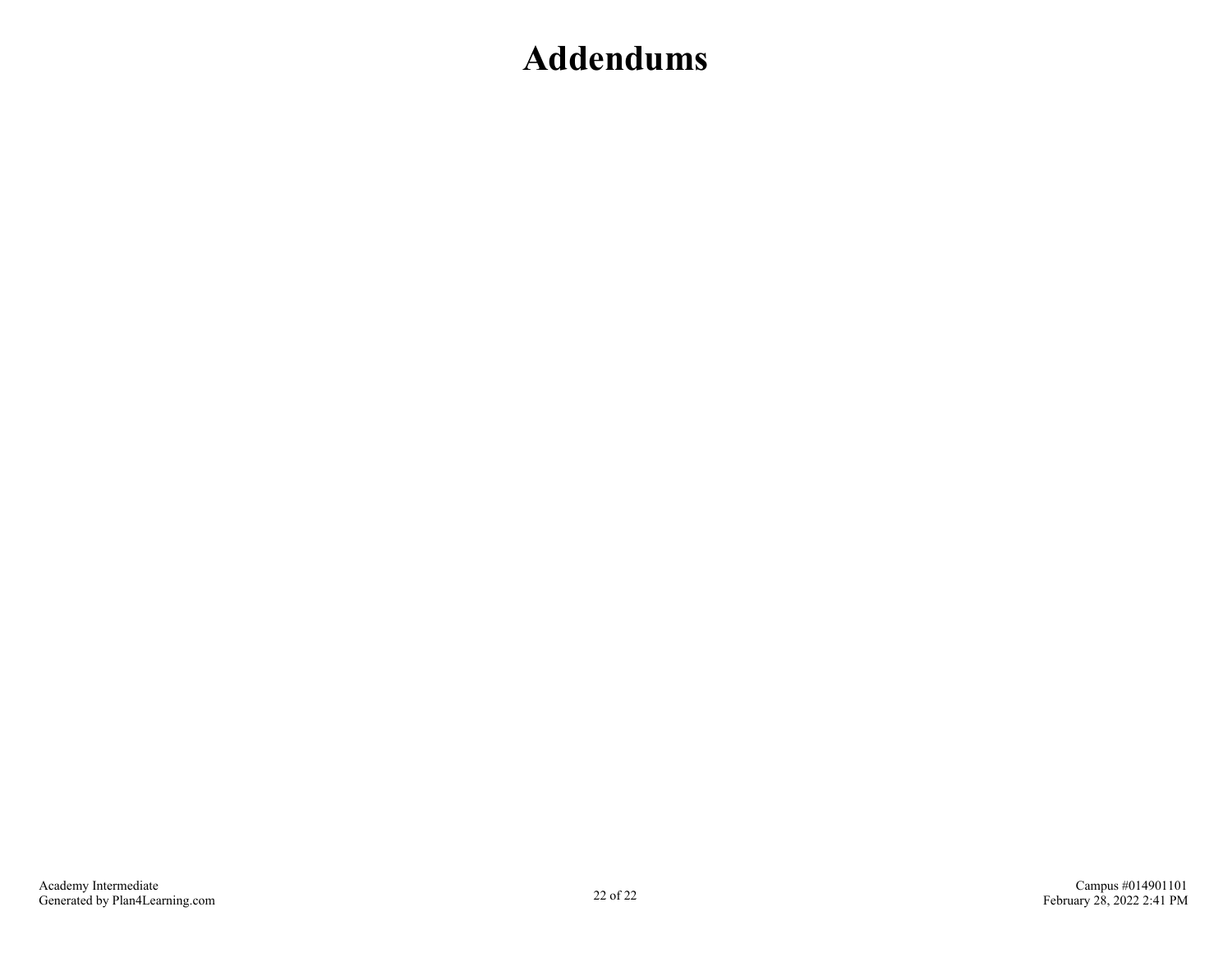# Addendums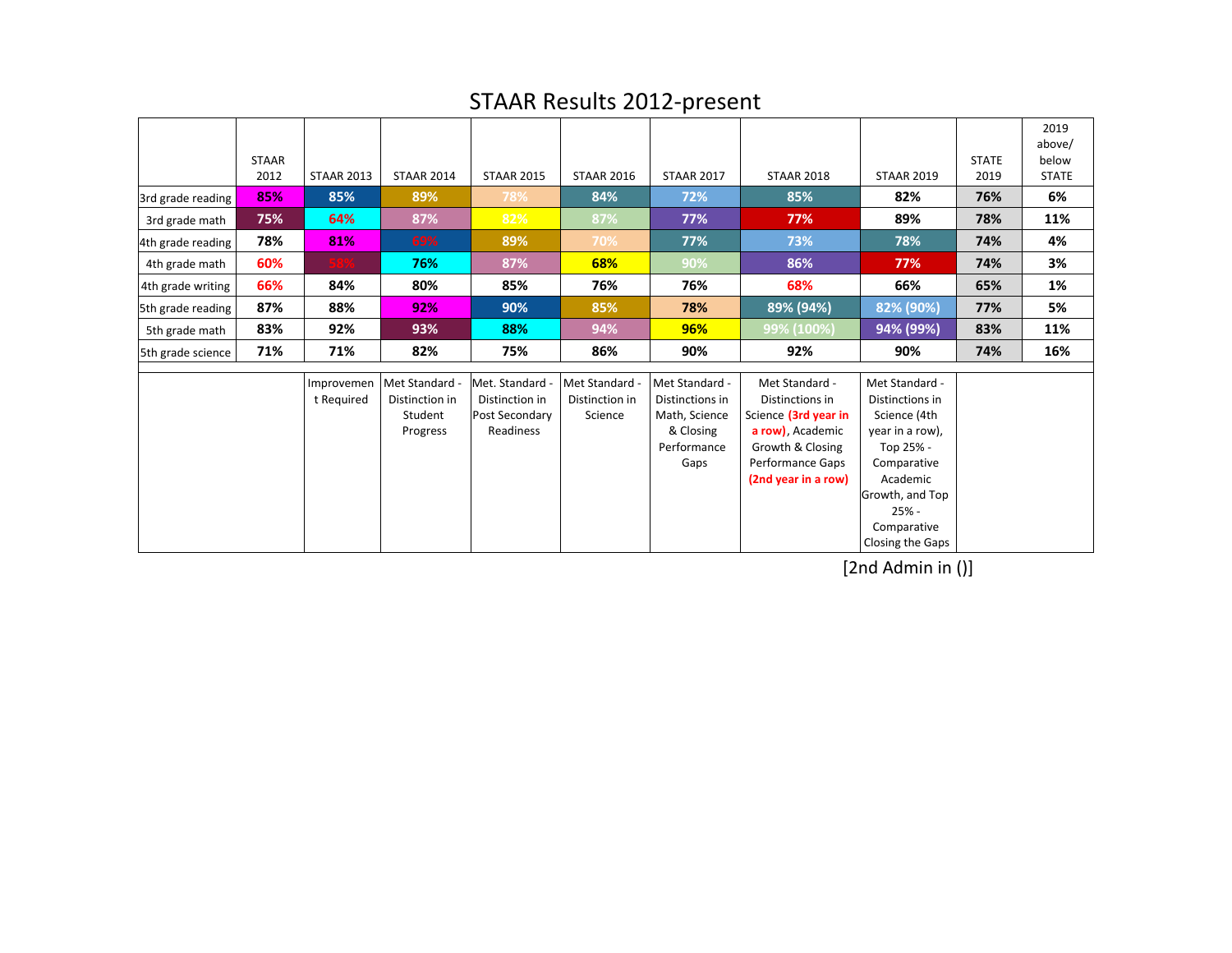# STAAR Results 2012-present

|  | STAAR 2012 | STAAR 2013 | STAAR 2014 | STAAR 2015 | STAAR 2016 | STAAR 2017 | STAAR 2018 | STAAR 2019 | STATE 2019 | 2019 above/ below STATE |
|---|---|---|---|---|---|---|---|---|---|---|
| 3rd grade reading | **85%** | **85%** | **89%** | **78%** | **84%** | **72%** | **85%** | **82%** | **76%** | **6%** |
| 3rd grade math | **75%** | **64%** | **87%** | **82%** | **87%** | **77%** | **77%** | **89%** | **78%** | **11%** |
| 4th grade reading | **78%** | **81%** | **69%** | **89%** | **70%** | **77%** | **73%** | **78%** | **74%** | **4%** |
| 4th grade math | **60%** | **58%** | **76%** | **87%** | **68%** | **90%** | **86%** | **77%** | **74%** | **3%** |
| 4th grade writing | **66%** | **84%** | **80%** | **85%** | **76%** | **76%** | **68%** | **66%** | **65%** | **1%** |
| 5th grade reading | **87%** | **88%** | **92%** | **90%** | **85%** | **78%** | **89% (94%)** | **82% (90%)** | **77%** | **5%** |
| 5th grade math | **83%** | **92%** | **93%** | **88%** | **94%** | **96%** | **99% (100%)** | **94% (99%)** | **83%** | **11%** |
| 5th grade science | **71%** | **71%** | **82%** | **75%** | **86%** | **90%** | **92%** | **90%** | **74%** | **16%** |
|  |  | Improvement Required | Met Standard - Distinction in Student Progress | Met. Standard - Distinction in Post Secondary Readiness | Met Standard - Distinction in Science | Met Standard - Distinctions in Math, Science & Closing Performance Gaps | Met Standard - Distinctions in Science **(3rd year in a row)**, Academic Growth & Closing Performance Gaps **(2nd year in a row)** | Met Standard - Distinctions in Science (4th year in a row), Top 25% - Comparative Academic Growth, and Top 25% - Comparative Closing the Gaps |  |  |

[2nd Admin in ()]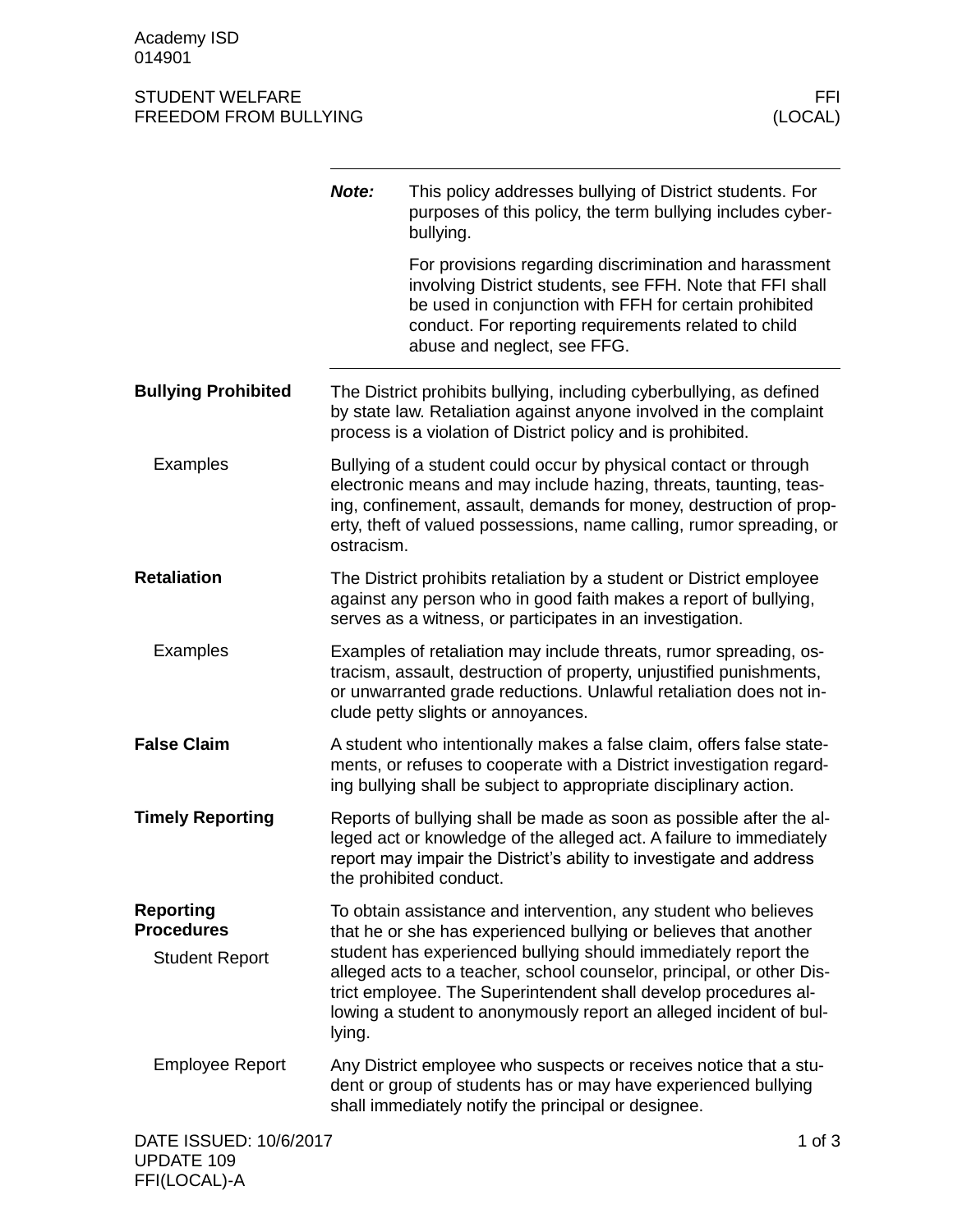# STUDENT WELFARE
# FREEDOM FROM BULLYING

**FFI (LOCAL)**

> ***Note:*** This policy addresses bullying of District students. For purposes of this policy, the term bullying includes cyberbullying.
>
> For provisions regarding discrimination and harassment involving District students, see FFH. Note that FFI shall be used in conjunction with FFH for certain prohibited conduct. For reporting requirements related to child abuse and neglect, see FFG.

## Bullying Prohibited

The District prohibits bullying, including cyberbullying, as defined by state law. Retaliation against anyone involved in the complaint process is a violation of District policy and is prohibited.

### Examples

Bullying of a student could occur by physical contact or through electronic means and may include hazing, threats, taunting, teasing, confinement, assault, demands for money, destruction of property, theft of valued possessions, name calling, rumor spreading, or ostracism.

## Retaliation

The District prohibits retaliation by a student or District employee against any person who in good faith makes a report of bullying, serves as a witness, or participates in an investigation.

### Examples

Examples of retaliation may include threats, rumor spreading, ostracism, assault, destruction of property, unjustified punishments, or unwarranted grade reductions. Unlawful retaliation does not include petty slights or annoyances.

## False Claim

A student who intentionally makes a false claim, offers false statements, or refuses to cooperate with a District investigation regarding bullying shall be subject to appropriate disciplinary action.

## Timely Reporting

Reports of bullying shall be made as soon as possible after the alleged act or knowledge of the alleged act. A failure to immediately report may impair the District's ability to investigate and address the prohibited conduct.

## Reporting Procedures

### Student Report

To obtain assistance and intervention, any student who believes that he or she has experienced bullying or believes that another student has experienced bullying should immediately report the alleged acts to a teacher, school counselor, principal, or other District employee. The Superintendent shall develop procedures allowing a student to anonymously report an alleged incident of bullying.

### Employee Report

Any District employee who suspects or receives notice that a student or group of students has or may have experienced bullying shall immediately notify the principal or designee.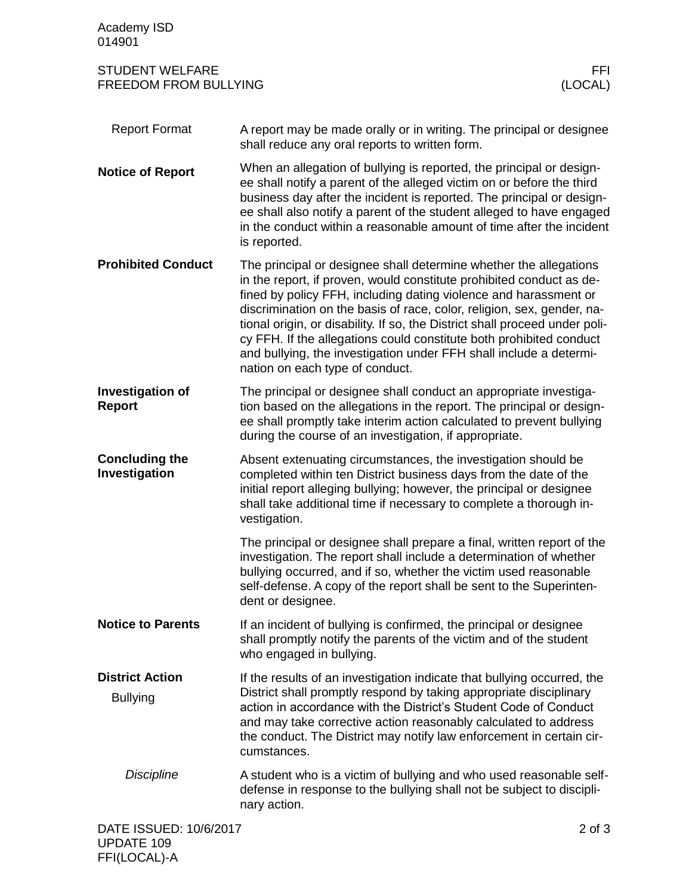### Report Format

A report may be made orally or in writing. The principal or designee shall reduce any oral reports to written form.

## Notice of Report

When an allegation of bullying is reported, the principal or designee shall notify a parent of the alleged victim on or before the third business day after the incident is reported. The principal or designee shall also notify a parent of the student alleged to have engaged in the conduct within a reasonable amount of time after the incident is reported.

## Prohibited Conduct

The principal or designee shall determine whether the allegations in the report, if proven, would constitute prohibited conduct as defined by policy FFH, including dating violence and harassment or discrimination on the basis of race, color, religion, sex, gender, national origin, or disability. If so, the District shall proceed under policy FFH. If the allegations could constitute both prohibited conduct and bullying, the investigation under FFH shall include a determination on each type of conduct.

## Investigation of Report

The principal or designee shall conduct an appropriate investigation based on the allegations in the report. The principal or designee shall promptly take interim action calculated to prevent bullying during the course of an investigation, if appropriate.

## Concluding the Investigation

Absent extenuating circumstances, the investigation should be completed within ten District business days from the date of the initial report alleging bullying; however, the principal or designee shall take additional time if necessary to complete a thorough investigation.

The principal or designee shall prepare a final, written report of the investigation. The report shall include a determination of whether bullying occurred, and if so, whether the victim used reasonable self-defense. A copy of the report shall be sent to the Superintendent or designee.

## Notice to Parents

If an incident of bullying is confirmed, the principal or designee shall promptly notify the parents of the victim and of the student who engaged in bullying.

## District Action

### Bullying

If the results of an investigation indicate that bullying occurred, the District shall promptly respond by taking appropriate disciplinary action in accordance with the District's Student Code of Conduct and may take corrective action reasonably calculated to address the conduct. The District may notify law enforcement in certain circumstances.

#### *Discipline*

A student who is a victim of bullying and who used reasonable self-defense in response to the bullying shall not be subject to disciplinary action.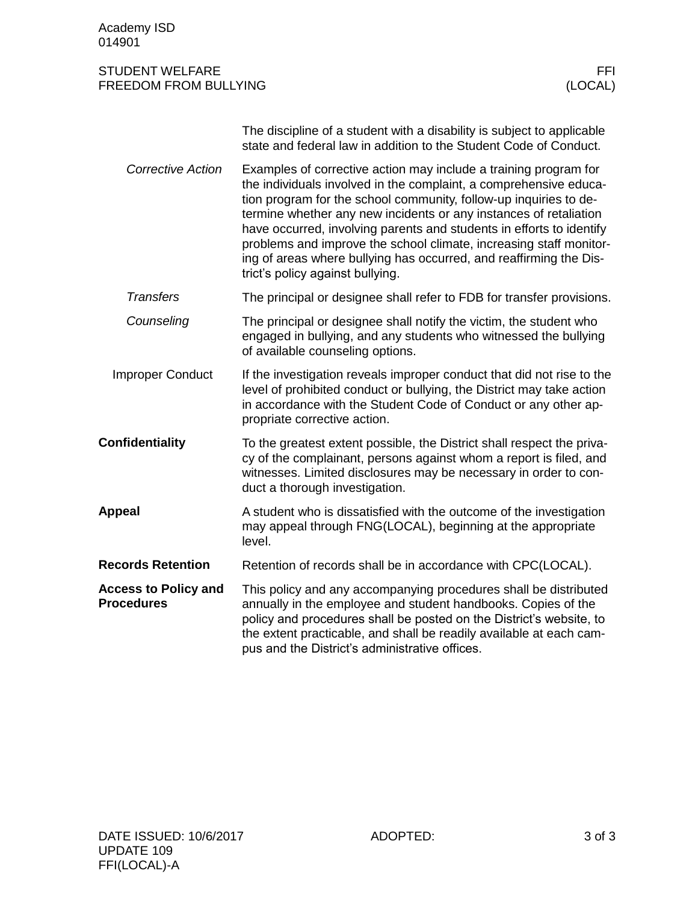The discipline of a student with a disability is subject to applicable state and federal law in addition to the Student Code of Conduct.

*Corrective Action*

Examples of corrective action may include a training program for the individuals involved in the complaint, a comprehensive education program for the school community, follow-up inquiries to determine whether any new incidents or any instances of retaliation have occurred, involving parents and students in efforts to identify problems and improve the school climate, increasing staff monitoring of areas where bullying has occurred, and reaffirming the District's policy against bullying.

*Transfers*

The principal or designee shall refer to FDB for transfer provisions.

*Counseling*

The principal or designee shall notify the victim, the student who engaged in bullying, and any students who witnessed the bullying of available counseling options.

Improper Conduct

If the investigation reveals improper conduct that did not rise to the level of prohibited conduct or bullying, the District may take action in accordance with the Student Code of Conduct or any other appropriate corrective action.

**Confidentiality**

To the greatest extent possible, the District shall respect the privacy of the complainant, persons against whom a report is filed, and witnesses. Limited disclosures may be necessary in order to conduct a thorough investigation.

**Appeal**

A student who is dissatisfied with the outcome of the investigation may appeal through FNG(LOCAL), beginning at the appropriate level.

**Records Retention**

Retention of records shall be in accordance with CPC(LOCAL).

**Access to Policy and Procedures**

This policy and any accompanying procedures shall be distributed annually in the employee and student handbooks. Copies of the policy and procedures shall be posted on the District's website, to the extent practicable, and shall be readily available at each campus and the District's administrative offices.